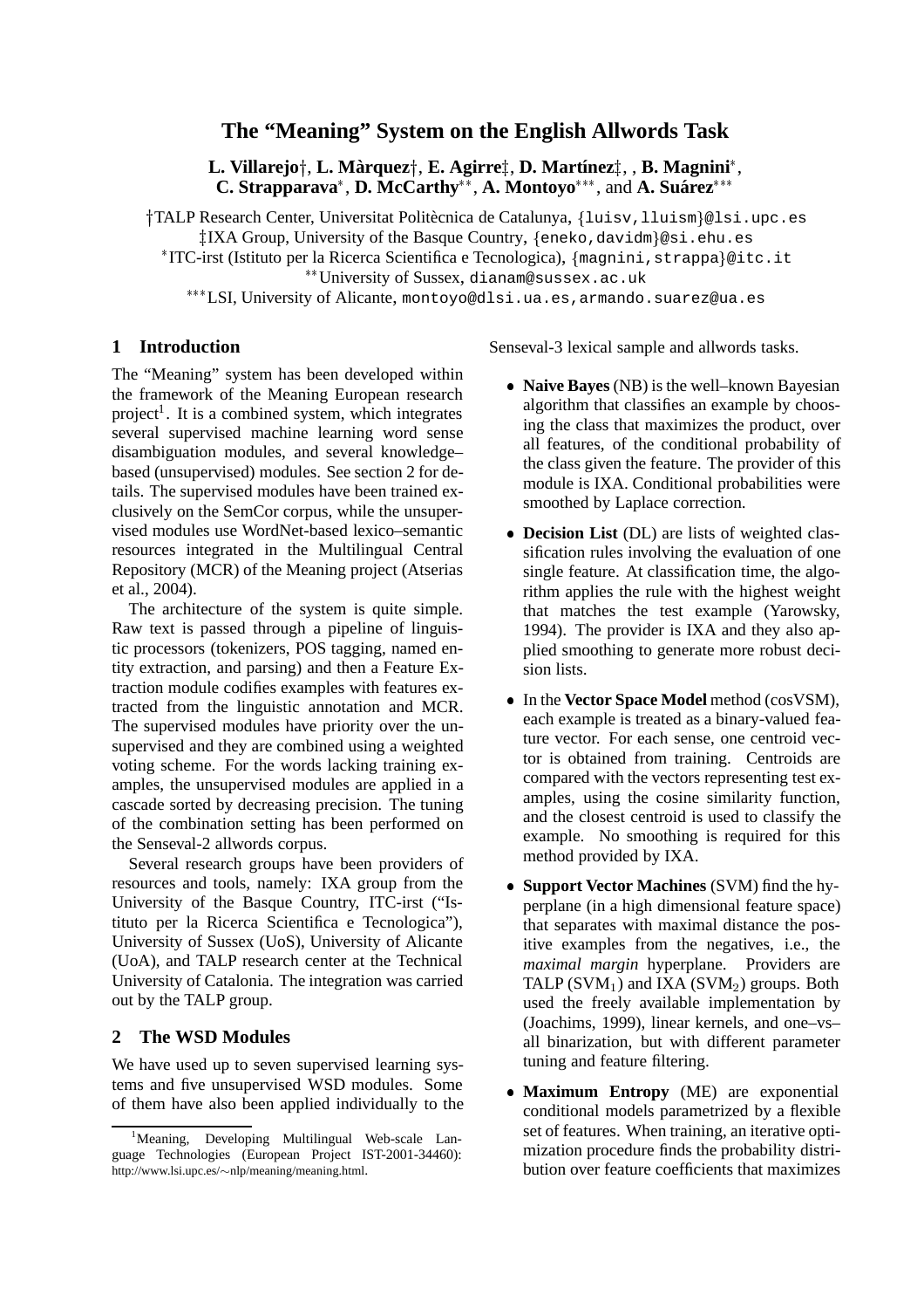# The "Meaning" System on the English Allwords Task

**L. Villarejo**†, **L. Màrquez**†, **E. Agirre**‡, **D. Martínez**‡, , **B. Magnini**∗, **C. Strapparava**∗, **D. McCarthy**∗∗, **A. Montoyo**∗∗∗, and **A. Suárez**∗∗∗

†TALP Research Center, Universitat Politècnica de Catalunya, {luisv,lluism}@lsi.upc.es
‡IXA Group, University of the Basque Country, {eneko,davidm}@si.ehu.es
∗ITC-irst (Istituto per la Ricerca Scientifica e Tecnologica), {magnini,strappa}@itc.it
∗∗University of Sussex, dianam@sussex.ac.uk
∗∗∗LSI, University of Alicante, montoyo@dlsi.ua.es,armando.suarez@ua.es

## 1 Introduction

The "Meaning" system has been developed within the framework of the Meaning European research project[1]. It is a combined system, which integrates several supervised machine learning word sense disambiguation modules, and several knowledge–based (unsupervised) modules. See section 2 for details. The supervised modules have been trained exclusively on the SemCor corpus, while the unsupervised modules use WordNet-based lexico–semantic resources integrated in the Multilingual Central Repository (MCR) of the Meaning project (Atserias et al., 2004).

The architecture of the system is quite simple. Raw text is passed through a pipeline of linguistic processors (tokenizers, POS tagging, named entity extraction, and parsing) and then a Feature Extraction module codifies examples with features extracted from the linguistic annotation and MCR. The supervised modules have priority over the unsupervised and they are combined using a weighted voting scheme. For the words lacking training examples, the unsupervised modules are applied in a cascade sorted by decreasing precision. The tuning of the combination setting has been performed on the Senseval-2 allwords corpus.

Several research groups have been providers of resources and tools, namely: IXA group from the University of the Basque Country, ITC-irst ("Istituto per la Ricerca Scientifica e Tecnologica"), University of Sussex (UoS), University of Alicante (UoA), and TALP research center at the Technical University of Catalonia. The integration was carried out by the TALP group.

## 2 The WSD Modules

We have used up to seven supervised learning systems and five unsupervised WSD modules. Some of them have also been applied individually to the Senseval-3 lexical sample and allwords tasks.

- **Naive Bayes** (NB) is the well–known Bayesian algorithm that classifies an example by choosing the class that maximizes the product, over all features, of the conditional probability of the class given the feature. The provider of this module is IXA. Conditional probabilities were smoothed by Laplace correction.
- **Decision List** (DL) are lists of weighted classification rules involving the evaluation of one single feature. At classification time, the algorithm applies the rule with the highest weight that matches the test example (Yarowsky, 1994). The provider is IXA and they also applied smoothing to generate more robust decision lists.
- In the **Vector Space Model** method (cosVSM), each example is treated as a binary-valued feature vector. For each sense, one centroid vector is obtained from training. Centroids are compared with the vectors representing test examples, using the cosine similarity function, and the closest centroid is used to classify the example. No smoothing is required for this method provided by IXA.
- **Support Vector Machines** (SVM) find the hyperplane (in a high dimensional feature space) that separates with maximal distance the positive examples from the negatives, i.e., the *maximal margin* hyperplane. Providers are TALP ($SVM_1$) and IXA ($SVM_2$) groups. Both used the freely available implementation by (Joachims, 1999), linear kernels, and one–vs–all binarization, but with different parameter tuning and feature filtering.
- **Maximum Entropy** (ME) are exponential conditional models parametrized by a flexible set of features. When training, an iterative optimization procedure finds the probability distribution over feature coefficients that maximizes

[1] Meaning, Developing Multilingual Web-scale Language Technologies (European Project IST-2001-34460): http://www.lsi.upc.es/∼nlp/meaning/meaning.html.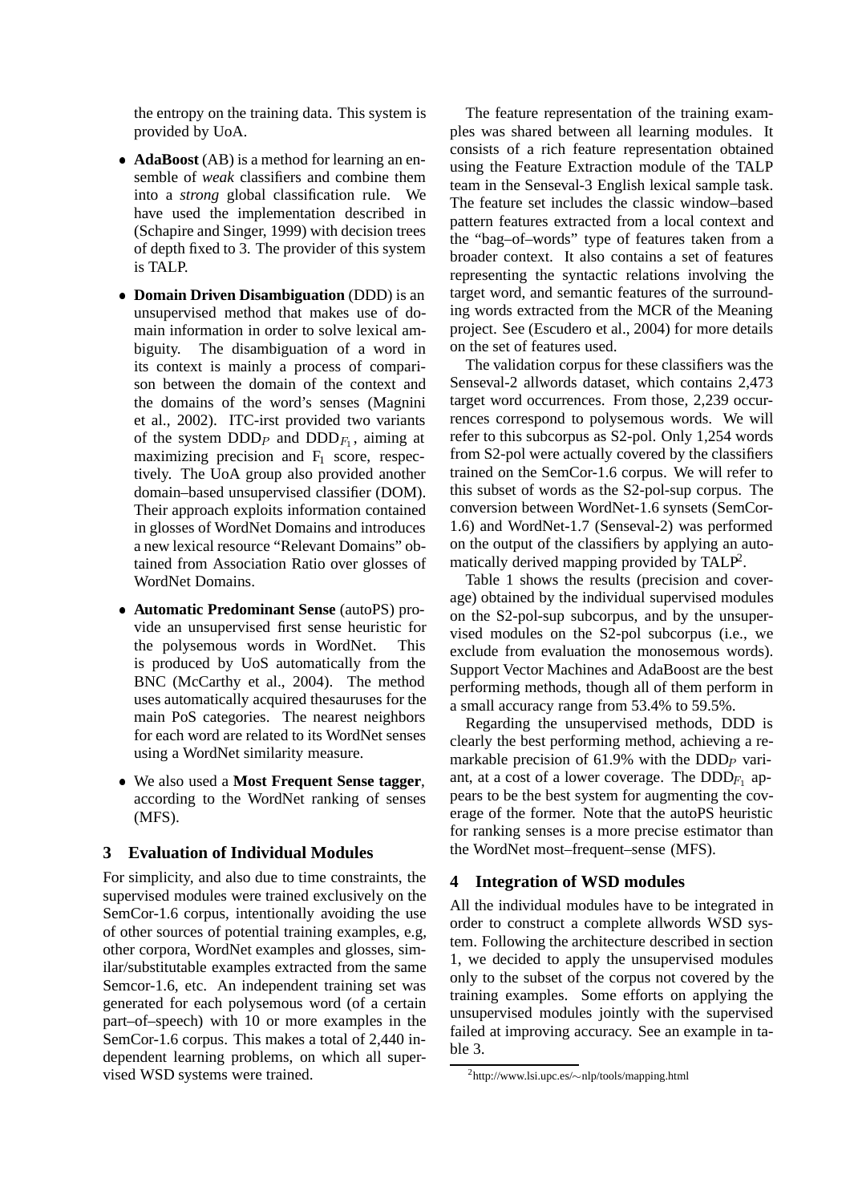the entropy on the training data. This system is provided by UoA.

- **AdaBoost** (AB) is a method for learning an ensemble of *weak* classifiers and combine them into a *strong* global classification rule. We have used the implementation described in (Schapire and Singer, 1999) with decision trees of depth fixed to 3. The provider of this system is TALP.
- **Domain Driven Disambiguation** (DDD) is an unsupervised method that makes use of domain information in order to solve lexical ambiguity. The disambiguation of a word in its context is mainly a process of comparison between the domain of the context and the domains of the word's senses (Magnini et al., 2002). ITC-irst provided two variants of the system $\text{DDD}_P$ and $\text{DDD}_{F_1}$, aiming at maximizing precision and $\text{F}_1$ score, respectively. The UoA group also provided another domain–based unsupervised classifier (DOM). Their approach exploits information contained in glosses of WordNet Domains and introduces a new lexical resource "Relevant Domains" obtained from Association Ratio over glosses of WordNet Domains.
- **Automatic Predominant Sense** (autoPS) provide an unsupervised first sense heuristic for the polysemous words in WordNet. This is produced by UoS automatically from the BNC (McCarthy et al., 2004). The method uses automatically acquired thesauruses for the main PoS categories. The nearest neighbors for each word are related to its WordNet senses using a WordNet similarity measure.
- We also used a **Most Frequent Sense tagger**, according to the WordNet ranking of senses (MFS).

## 3 Evaluation of Individual Modules

For simplicity, and also due to time constraints, the supervised modules were trained exclusively on the SemCor-1.6 corpus, intentionally avoiding the use of other sources of potential training examples, e.g, other corpora, WordNet examples and glosses, similar/substitutable examples extracted from the same Semcor-1.6, etc. An independent training set was generated for each polysemous word (of a certain part–of–speech) with 10 or more examples in the SemCor-1.6 corpus. This makes a total of 2,440 independent learning problems, on which all supervised WSD systems were trained.

The feature representation of the training examples was shared between all learning modules. It consists of a rich feature representation obtained using the Feature Extraction module of the TALP team in the Senseval-3 English lexical sample task. The feature set includes the classic window–based pattern features extracted from a local context and the "bag–of–words" type of features taken from a broader context. It also contains a set of features representing the syntactic relations involving the target word, and semantic features of the surrounding words extracted from the MCR of the Meaning project. See (Escudero et al., 2004) for more details on the set of features used.

The validation corpus for these classifiers was the Senseval-2 allwords dataset, which contains 2,473 target word occurrences. From those, 2,239 occurrences correspond to polysemous words. We will refer to this subcorpus as S2-pol. Only 1,254 words from S2-pol were actually covered by the classifiers trained on the SemCor-1.6 corpus. We will refer to this subset of words as the S2-pol-sup corpus. The conversion between WordNet-1.6 synsets (SemCor-1.6) and WordNet-1.7 (Senseval-2) was performed on the output of the classifiers by applying an automatically derived mapping provided by TALP[2].

Table 1 shows the results (precision and coverage) obtained by the individual supervised modules on the S2-pol-sup subcorpus, and by the unsupervised modules on the S2-pol subcorpus (i.e., we exclude from evaluation the monosemous words). Support Vector Machines and AdaBoost are the best performing methods, though all of them perform in a small accuracy range from 53.4% to 59.5%.

Regarding the unsupervised methods, DDD is clearly the best performing method, achieving a remarkable precision of 61.9% with the $\text{DDD}_P$ variant, at a cost of a lower coverage. The $\text{DDD}_{F_1}$ appears to be the best system for augmenting the coverage of the former. Note that the autoPS heuristic for ranking senses is a more precise estimator than the WordNet most–frequent–sense (MFS).

## 4 Integration of WSD modules

All the individual modules have to be integrated in order to construct a complete allwords WSD system. Following the architecture described in section 1, we decided to apply the unsupervised modules only to the subset of the corpus not covered by the training examples. Some efforts on applying the unsupervised modules jointly with the supervised failed at improving accuracy. See an example in table 3.

[2] http://www.lsi.upc.es/∼nlp/tools/mapping.html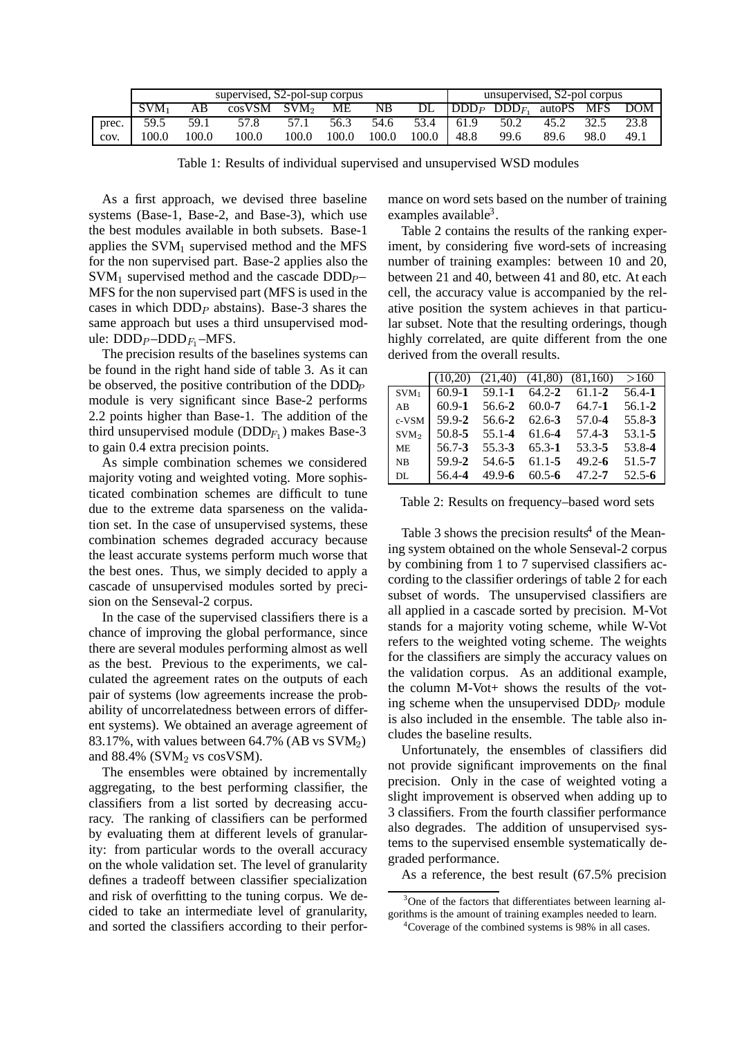| | supervised, S2-pol-sup corpus | | | | | | | unsupervised, S2-pol corpus | | | | |
|---|---|---|---|---|---|---|---|---|---|---|---|---|
| | $SVM_1$ | AB | cosVSM | $SVM_2$ | ME | NB | DL | $DDD_P$ | $DDD_{F_1}$ | autoPS | MFS | DOM |
| prec. | 59.5 | 59.1 | 57.8 | 57.1 | 56.3 | 54.6 | 53.4 | 61.9 | 50.2 | 45.2 | 32.5 | 23.8 |
| cov. | 100.0 | 100.0 | 100.0 | 100.0 | 100.0 | 100.0 | 100.0 | 48.8 | 99.6 | 89.6 | 98.0 | 49.1 |

Table 1: Results of individual supervised and unsupervised WSD modules

As a first approach, we devised three baseline systems (Base-1, Base-2, and Base-3), which use the best modules available in both subsets. Base-1 applies the $SVM_1$ supervised method and the MFS for the non supervised part. Base-2 applies also the $SVM_1$ supervised method and the cascade $DDD_P$–MFS for the non supervised part (MFS is used in the cases in which $DDD_P$ abstains). Base-3 shares the same approach but uses a third unsupervised module: $DDD_P$–$DDD_{F_1}$–MFS.

The precision results of the baselines systems can be found in the right hand side of table 3. As it can be observed, the positive contribution of the $DDD_P$ module is very significant since Base-2 performs 2.2 points higher than Base-1. The addition of the third unsupervised module ($DDD_{F_1}$) makes Base-3 to gain 0.4 extra precision points.

As simple combination schemes we considered majority voting and weighted voting. More sophisticated combination schemes are difficult to tune due to the extreme data sparseness on the validation set. In the case of unsupervised systems, these combination schemes degraded accuracy because the least accurate systems perform much worse that the best ones. Thus, we simply decided to apply a cascade of unsupervised modules sorted by precision on the Senseval-2 corpus.

In the case of the supervised classifiers there is a chance of improving the global performance, since there are several modules performing almost as well as the best. Previous to the experiments, we calculated the agreement rates on the outputs of each pair of systems (low agreements increase the probability of uncorrelatedness between errors of different systems). We obtained an average agreement of 83.17%, with values between 64.7% (AB vs $SVM_2$) and 88.4% ($SVM_2$ vs cosVSM).

The ensembles were obtained by incrementally aggregating, to the best performing classifier, the classifiers from a list sorted by decreasing accuracy. The ranking of classifiers can be performed by evaluating them at different levels of granularity: from particular words to the overall accuracy on the whole validation set. The level of granularity defines a tradeoff between classifier specialization and risk of overfitting to the tuning corpus. We decided to take an intermediate level of granularity, and sorted the classifiers according to their performance on word sets based on the number of training examples available[3].

Table 2 contains the results of the ranking experiment, by considering five word-sets of increasing number of training examples: between 10 and 20, between 21 and 40, between 41 and 80, etc. At each cell, the accuracy value is accompanied by the relative position the system achieves in that particular subset. Note that the resulting orderings, though highly correlated, are quite different from the one derived from the overall results.

| | (10,20) | (21,40) | (41,80) | (81,160) | >160 |
|---|---|---|---|---|---|
| $SVM_1$ | 60.9-**1** | 59.1-**1** | 64.2-**2** | 61.1-**2** | 56.4-**1** |
| AB | 60.9-**1** | 56.6-**2** | 60.0-**7** | 64.7-**1** | 56.1-**2** |
| c-VSM | 59.9-**2** | 56.6-**2** | 62.6-**3** | 57.0-**4** | 55.8-**3** |
| $SVM_2$ | 50.8-**5** | 55.1-**4** | 61.6-**4** | 57.4-**3** | 53.1-**5** |
| ME | 56.7-**3** | 55.3-**3** | 65.3-**1** | 53.3-**5** | 53.8-**4** |
| NB | 59.9-**2** | 54.6-**5** | 61.1-**5** | 49.2-**6** | 51.5-**7** |
| DL | 56.4-**4** | 49.9-**6** | 60.5-**6** | 47.2-**7** | 52.5-**6** |

Table 2: Results on frequency–based word sets

Table 3 shows the precision results[4] of the Meaning system obtained on the whole Senseval-2 corpus by combining from 1 to 7 supervised classifiers according to the classifier orderings of table 2 for each subset of words. The unsupervised classifiers are all applied in a cascade sorted by precision. M-Vot stands for a majority voting scheme, while W-Vot refers to the weighted voting scheme. The weights for the classifiers are simply the accuracy values on the validation corpus. As an additional example, the column M-Vot+ shows the results of the voting scheme when the unsupervised $DDD_P$ module is also included in the ensemble. The table also includes the baseline results.

Unfortunately, the ensembles of classifiers did not provide significant improvements on the final precision. Only in the case of weighted voting a slight improvement is observed when adding up to 3 classifiers. From the fourth classifier performance also degrades. The addition of unsupervised systems to the supervised ensemble systematically degraded performance.

As a reference, the best result (67.5% precision

[3] One of the factors that differentiates between learning algorithms is the amount of training examples needed to learn.

[4] Coverage of the combined systems is 98% in all cases.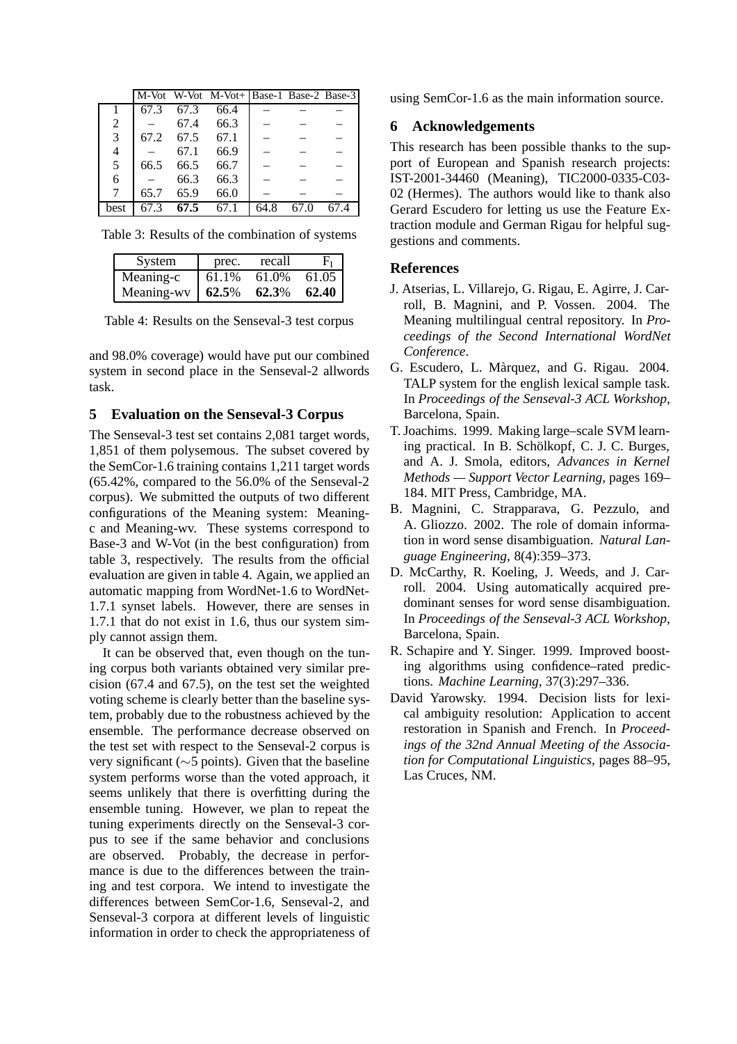|  | M-Vot | W-Vot | M-Vot+ | Base-1 | Base-2 | Base-3 |
|---|---|---|---|---|---|---|
| 1 | 67.3 | 67.3 | 66.4 | – | – | – |
| 2 | – | 67.4 | 66.3 | – | – | – |
| 3 | 67.2 | 67.5 | 67.1 | – | – | – |
| 4 | – | 67.1 | 66.9 | – | – | – |
| 5 | 66.5 | 66.5 | 66.7 | – | – | – |
| 6 | – | 66.3 | 66.3 | – | – | – |
| 7 | 65.7 | 65.9 | 66.0 | – | – | – |
| best | 67.3 | **67.5** | 67.1 | 64.8 | 67.0 | 67.4 |

Table 3: Results of the combination of systems

| System | prec. | recall | $F_1$ |
|---|---|---|---|
| Meaning-c | 61.1% | 61.0% | 61.05 |
| Meaning-wv | **62.5**% | **62.3**% | **62.40** |

Table 4: Results on the Senseval-3 test corpus

and 98.0% coverage) would have put our combined system in second place in the Senseval-2 allwords task.

## 5 Evaluation on the Senseval-3 Corpus

The Senseval-3 test set contains 2,081 target words, 1,851 of them polysemous. The subset covered by the SemCor-1.6 training contains 1,211 target words (65.42%, compared to the 56.0% of the Senseval-2 corpus). We submitted the outputs of two different configurations of the Meaning system: Meaning-c and Meaning-wv. These systems correspond to Base-3 and W-Vot (in the best configuration) from table 3, respectively. The results from the official evaluation are given in table 4. Again, we applied an automatic mapping from WordNet-1.6 to WordNet-1.7.1 synset labels. However, there are senses in 1.7.1 that do not exist in 1.6, thus our system simply cannot assign them.

It can be observed that, even though on the tuning corpus both variants obtained very similar precision (67.4 and 67.5), on the test set the weighted voting scheme is clearly better than the baseline system, probably due to the robustness achieved by the ensemble. The performance decrease observed on the test set with respect to the Senseval-2 corpus is very significant (∼5 points). Given that the baseline system performs worse than the voted approach, it seems unlikely that there is overfitting during the ensemble tuning. However, we plan to repeat the tuning experiments directly on the Senseval-3 corpus to see if the same behavior and conclusions are observed. Probably, the decrease in performance is due to the differences between the training and test corpora. We intend to investigate the differences between SemCor-1.6, Senseval-2, and Senseval-3 corpora at different levels of linguistic information in order to check the appropriateness of using SemCor-1.6 as the main information source.

## 6 Acknowledgements

This research has been possible thanks to the support of European and Spanish research projects: IST-2001-34460 (Meaning), TIC2000-0335-C03-02 (Hermes). The authors would like to thank also Gerard Escudero for letting us use the Feature Extraction module and German Rigau for helpful suggestions and comments.

## References

J. Atserias, L. Villarejo, G. Rigau, E. Agirre, J. Carroll, B. Magnini, and P. Vossen. 2004. The Meaning multilingual central repository. In *Proceedings of the Second International WordNet Conference*.

G. Escudero, L. Màrquez, and G. Rigau. 2004. TALP system for the english lexical sample task. In *Proceedings of the Senseval-3 ACL Workshop*, Barcelona, Spain.

T. Joachims. 1999. Making large–scale SVM learning practical. In B. Schölkopf, C. J. C. Burges, and A. J. Smola, editors, *Advances in Kernel Methods — Support Vector Learning*, pages 169–184. MIT Press, Cambridge, MA.

B. Magnini, C. Strapparava, G. Pezzulo, and A. Gliozzo. 2002. The role of domain information in word sense disambiguation. *Natural Language Engineering*, 8(4):359–373.

D. McCarthy, R. Koeling, J. Weeds, and J. Carroll. 2004. Using automatically acquired predominant senses for word sense disambiguation. In *Proceedings of the Senseval-3 ACL Workshop*, Barcelona, Spain.

R. Schapire and Y. Singer. 1999. Improved boosting algorithms using confidence–rated predictions. *Machine Learning*, 37(3):297–336.

David Yarowsky. 1994. Decision lists for lexical ambiguity resolution: Application to accent restoration in Spanish and French. In *Proceedings of the 32nd Annual Meeting of the Association for Computational Linguistics*, pages 88–95, Las Cruces, NM.